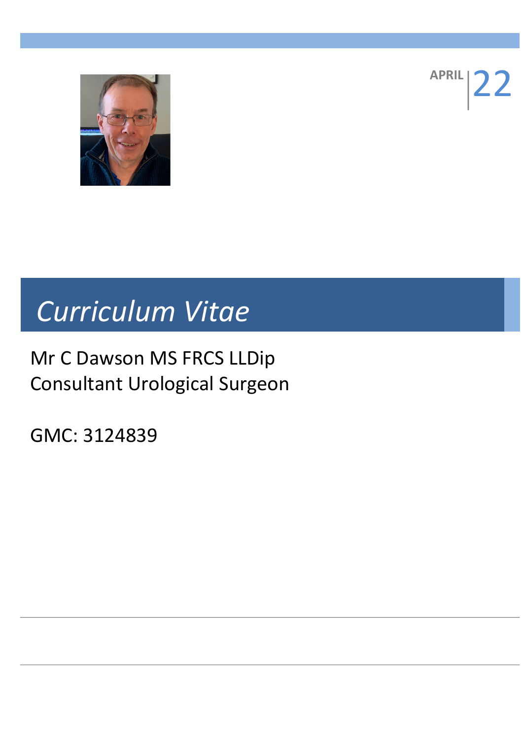APRIL 22

# *Curriculum Vitae*

Mr C Dawson MS FRCS LLDip
Consultant Urological Surgeon

GMC: 3124839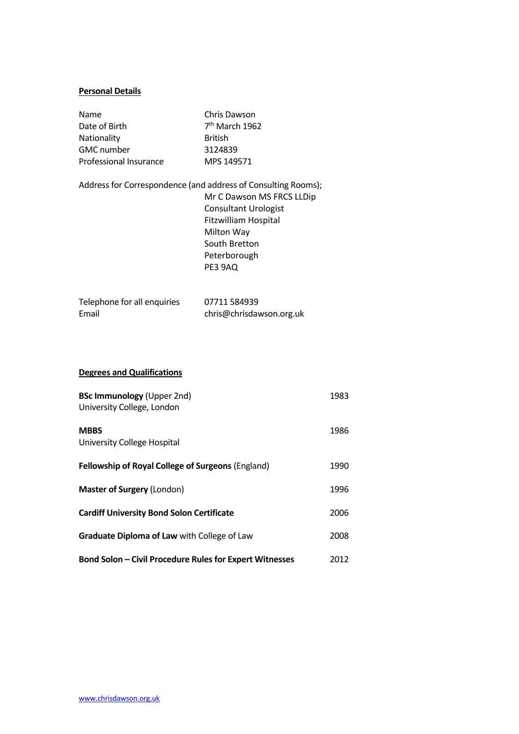## Personal Details

| | |
|---|---|
| Name | Chris Dawson |
| Date of Birth | 7th March 1962 |
| Nationality | British |
| GMC number | 3124839 |
| Professional Insurance | MPS 149571 |

Address for Correspondence (and address of Consulting Rooms);

Mr C Dawson MS FRCS LLDip
Consultant Urologist
Fitzwilliam Hospital
Milton Way
South Bretton
Peterborough
PE3 9AQ

| | |
|---|---|
| Telephone for all enquiries | 07711 584939 |
| Email | chris@chrisdawson.org.uk |

## Degrees and Qualifications

| | |
|---|---|
| **BSc Immunology** (Upper 2nd)<br>University College, London | 1983 |
| **MBBS**<br>University College Hospital | 1986 |
| **Fellowship of Royal College of Surgeons** (England) | 1990 |
| **Master of Surgery** (London) | 1996 |
| **Cardiff University Bond Solon Certificate** | 2006 |
| **Graduate Diploma of Law** with College of Law | 2008 |
| **Bond Solon – Civil Procedure Rules for Expert Witnesses** | 2012 |

www.chrisdawson.org.uk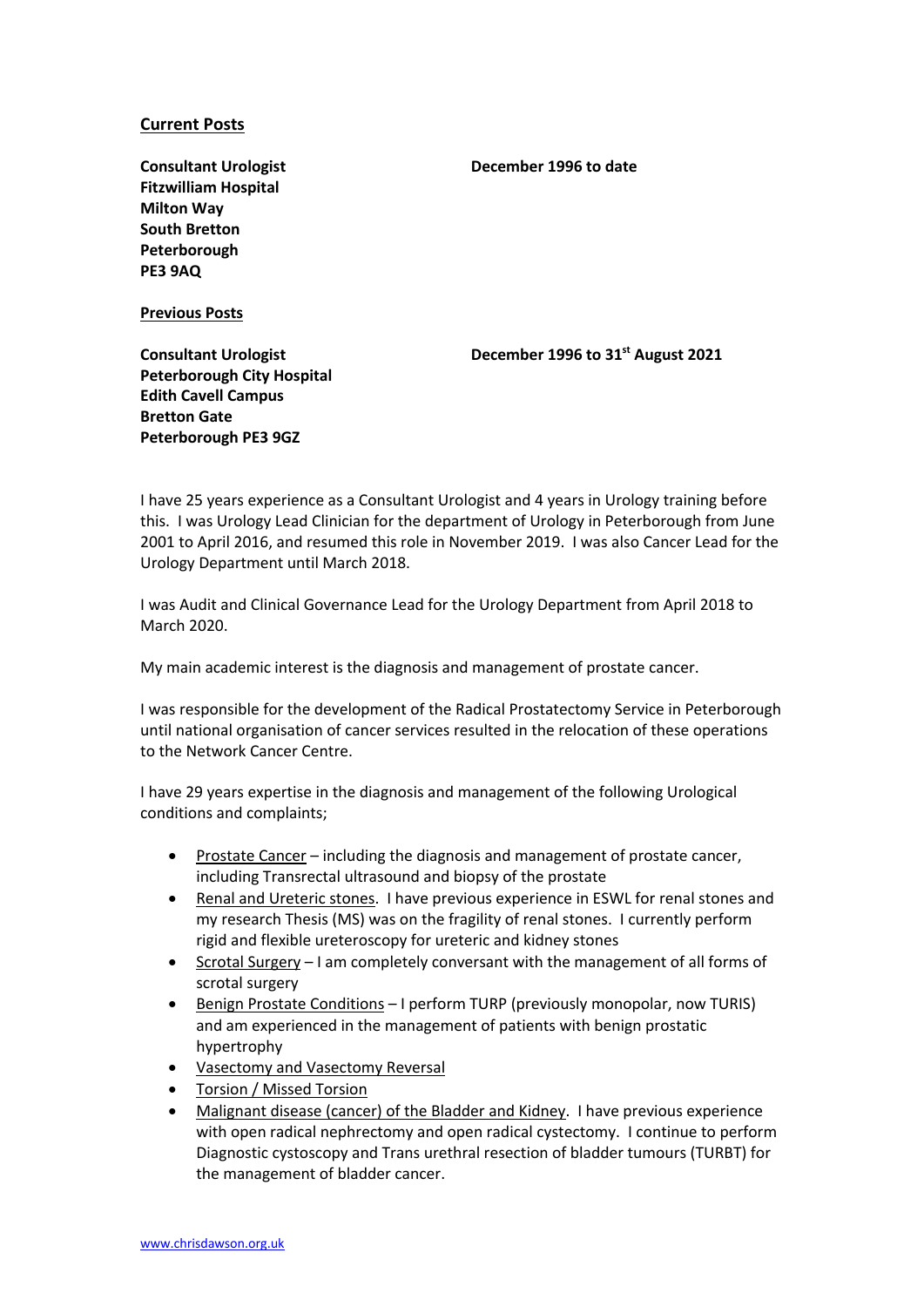**Current Posts**

**Consultant Urologist** **December 1996 to date**
**Fitzwilliam Hospital**
**Milton Way**
**South Bretton**
**Peterborough**
**PE3 9AQ**

**Previous Posts**

**Consultant Urologist** **December 1996 to 31st August 2021**
**Peterborough City Hospital**
**Edith Cavell Campus**
**Bretton Gate**
**Peterborough PE3 9GZ**

I have 25 years experience as a Consultant Urologist and 4 years in Urology training before this. I was Urology Lead Clinician for the department of Urology in Peterborough from June 2001 to April 2016, and resumed this role in November 2019. I was also Cancer Lead for the Urology Department until March 2018.

I was Audit and Clinical Governance Lead for the Urology Department from April 2018 to March 2020.

My main academic interest is the diagnosis and management of prostate cancer.

I was responsible for the development of the Radical Prostatectomy Service in Peterborough until national organisation of cancer services resulted in the relocation of these operations to the Network Cancer Centre.

I have 29 years expertise in the diagnosis and management of the following Urological conditions and complaints;

- Prostate Cancer – including the diagnosis and management of prostate cancer, including Transrectal ultrasound and biopsy of the prostate
- Renal and Ureteric stones. I have previous experience in ESWL for renal stones and my research Thesis (MS) was on the fragility of renal stones. I currently perform rigid and flexible ureteroscopy for ureteric and kidney stones
- Scrotal Surgery – I am completely conversant with the management of all forms of scrotal surgery
- Benign Prostate Conditions – I perform TURP (previously monopolar, now TURIS) and am experienced in the management of patients with benign prostatic hypertrophy
- Vasectomy and Vasectomy Reversal
- Torsion / Missed Torsion
- Malignant disease (cancer) of the Bladder and Kidney. I have previous experience with open radical nephrectomy and open radical cystectomy. I continue to perform Diagnostic cystoscopy and Trans urethral resection of bladder tumours (TURBT) for the management of bladder cancer.

www.chrisdawson.org.uk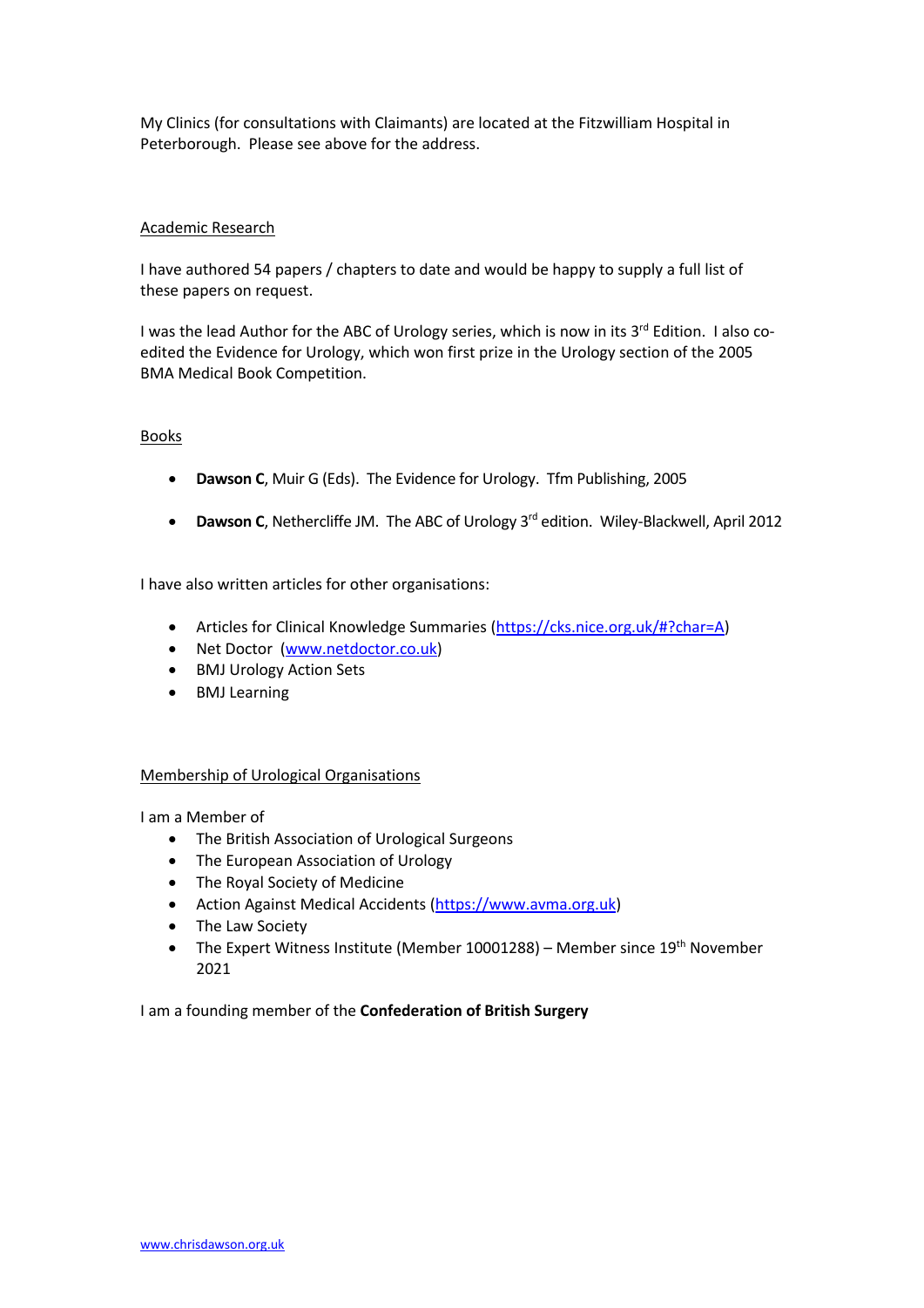My Clinics (for consultations with Claimants) are located at the Fitzwilliam Hospital in Peterborough. Please see above for the address.

## Academic Research

I have authored 54 papers / chapters to date and would be happy to supply a full list of these papers on request.

I was the lead Author for the ABC of Urology series, which is now in its 3rd Edition. I also co-edited the Evidence for Urology, which won first prize in the Urology section of the 2005 BMA Medical Book Competition.

## Books

- **Dawson C**, Muir G (Eds). The Evidence for Urology. Tfm Publishing, 2005
- **Dawson C**, Nethercliffe JM. The ABC of Urology 3rd edition. Wiley-Blackwell, April 2012

I have also written articles for other organisations:

- Articles for Clinical Knowledge Summaries (https://cks.nice.org.uk/#?char=A)
- Net Doctor (www.netdoctor.co.uk)
- BMJ Urology Action Sets
- BMJ Learning

## Membership of Urological Organisations

I am a Member of

- The British Association of Urological Surgeons
- The European Association of Urology
- The Royal Society of Medicine
- Action Against Medical Accidents (https://www.avma.org.uk)
- The Law Society
- The Expert Witness Institute (Member 10001288) – Member since 19th November 2021

I am a founding member of the **Confederation of British Surgery**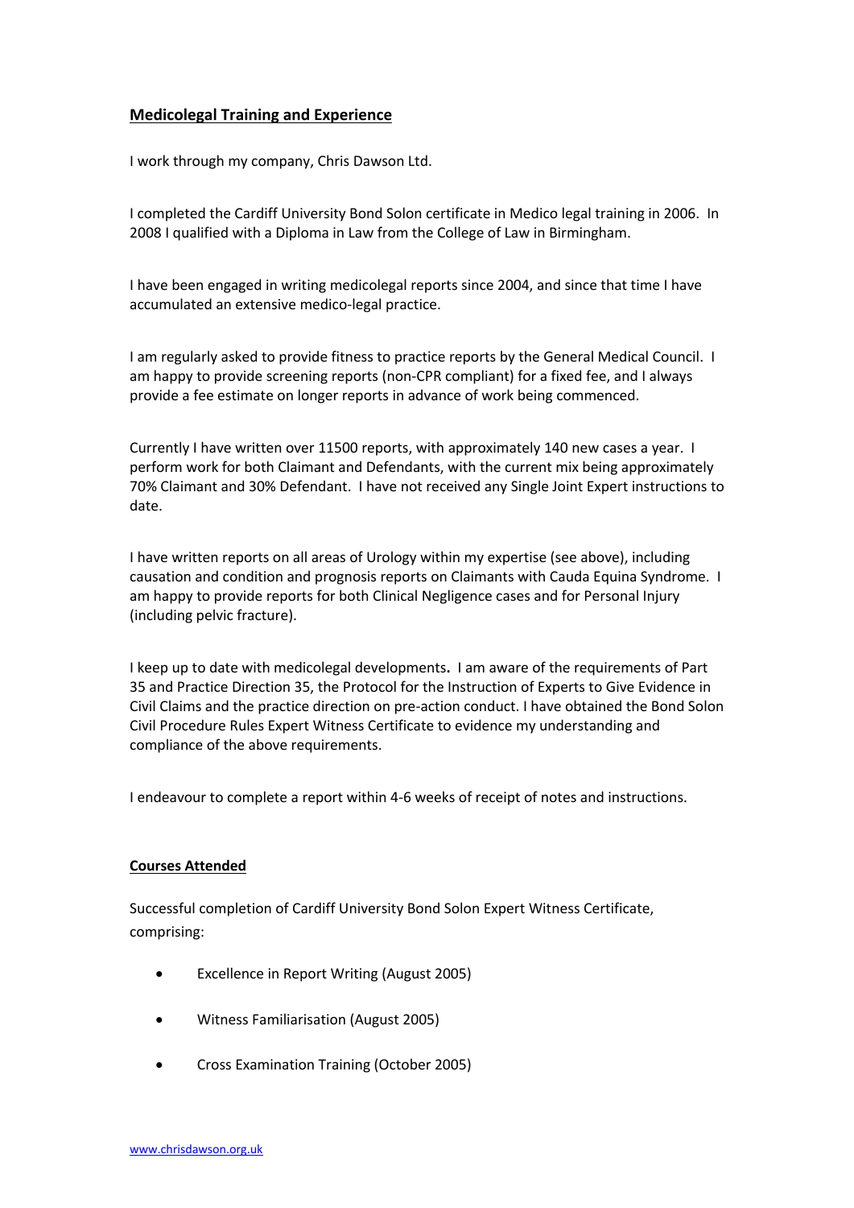## Medicolegal Training and Experience

I work through my company, Chris Dawson Ltd.

I completed the Cardiff University Bond Solon certificate in Medico legal training in 2006. In 2008 I qualified with a Diploma in Law from the College of Law in Birmingham.

I have been engaged in writing medicolegal reports since 2004, and since that time I have accumulated an extensive medico-legal practice.

I am regularly asked to provide fitness to practice reports by the General Medical Council. I am happy to provide screening reports (non-CPR compliant) for a fixed fee, and I always provide a fee estimate on longer reports in advance of work being commenced.

Currently I have written over 11500 reports, with approximately 140 new cases a year. I perform work for both Claimant and Defendants, with the current mix being approximately 70% Claimant and 30% Defendant. I have not received any Single Joint Expert instructions to date.

I have written reports on all areas of Urology within my expertise (see above), including causation and condition and prognosis reports on Claimants with Cauda Equina Syndrome. I am happy to provide reports for both Clinical Negligence cases and for Personal Injury (including pelvic fracture).

I keep up to date with medicolegal developments**.** I am aware of the requirements of Part 35 and Practice Direction 35, the Protocol for the Instruction of Experts to Give Evidence in Civil Claims and the practice direction on pre-action conduct. I have obtained the Bond Solon Civil Procedure Rules Expert Witness Certificate to evidence my understanding and compliance of the above requirements.

I endeavour to complete a report within 4-6 weeks of receipt of notes and instructions.

## Courses Attended

Successful completion of Cardiff University Bond Solon Expert Witness Certificate, comprising:

- Excellence in Report Writing (August 2005)
- Witness Familiarisation (August 2005)
- Cross Examination Training (October 2005)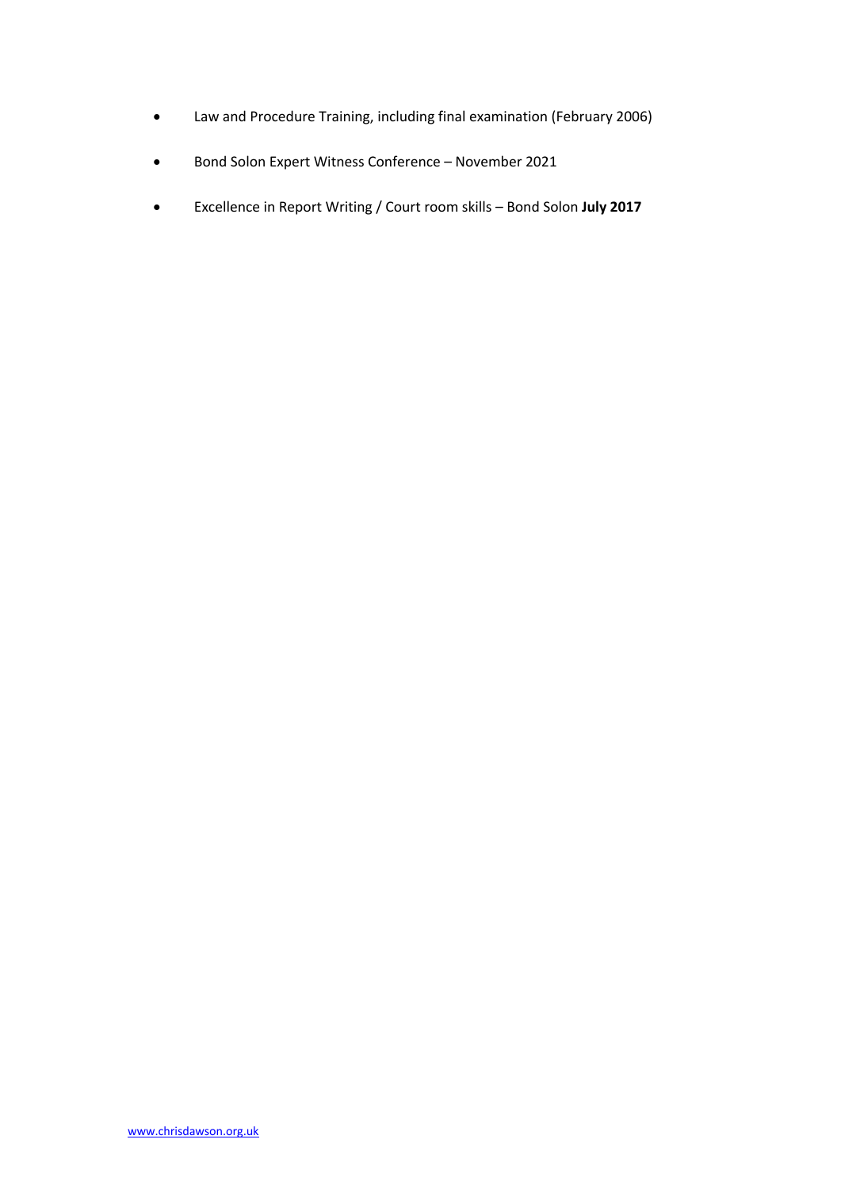- Law and Procedure Training, including final examination (February 2006)
- Bond Solon Expert Witness Conference – November 2021
- Excellence in Report Writing / Court room skills – Bond Solon **July 2017**